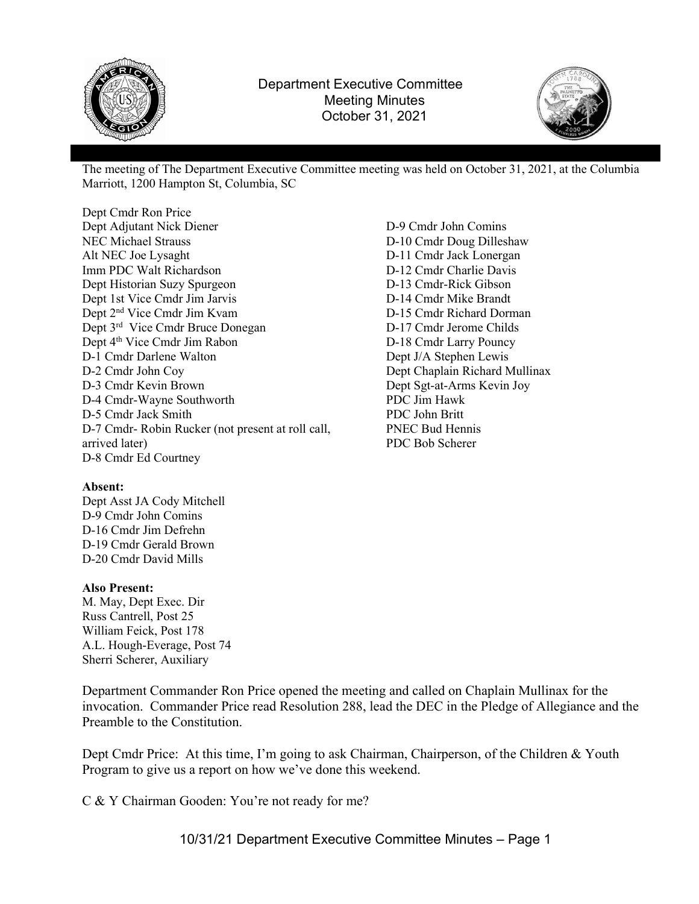# Department Executive Committee Meeting Minutes
October 31, 2021

The meeting of The Department Executive Committee meeting was held on October 31, 2021, at the Columbia Marriott, 1200 Hampton St, Columbia, SC

Dept Cmdr Ron Price
Dept Adjutant Nick Diener
NEC Michael Strauss
Alt NEC Joe Lysaght
Imm PDC Walt Richardson
Dept Historian Suzy Spurgeon
Dept 1st Vice Cmdr Jim Jarvis
Dept 2nd Vice Cmdr Jim Kvam
Dept 3rd Vice Cmdr Bruce Donegan
Dept 4th Vice Cmdr Jim Rabon
D-1 Cmdr Darlene Walton
D-2 Cmdr John Coy
D-3 Cmdr Kevin Brown
D-4 Cmdr-Wayne Southworth
D-5 Cmdr Jack Smith
D-7 Cmdr- Robin Rucker (not present at roll call, arrived later)
D-8 Cmdr Ed Courtney
D-9 Cmdr John Comins
D-10 Cmdr Doug Dilleshaw
D-11 Cmdr Jack Lonergan
D-12 Cmdr Charlie Davis
D-13 Cmdr-Rick Gibson
D-14 Cmdr Mike Brandt
D-15 Cmdr Richard Dorman
D-17 Cmdr Jerome Childs
D-18 Cmdr Larry Pouncy
Dept J/A Stephen Lewis
Dept Chaplain Richard Mullinax
Dept Sgt-at-Arms Kevin Joy
PDC Jim Hawk
PDC John Britt
PNEC Bud Hennis
PDC Bob Scherer

**Absent:**
Dept Asst JA Cody Mitchell
D-9 Cmdr John Comins
D-16 Cmdr Jim Defrehn
D-19 Cmdr Gerald Brown
D-20 Cmdr David Mills

**Also Present:**
M. May, Dept Exec. Dir
Russ Cantrell, Post 25
William Feick, Post 178
A.L. Hough-Everage, Post 74
Sherri Scherer, Auxiliary

Department Commander Ron Price opened the meeting and called on Chaplain Mullinax for the invocation. Commander Price read Resolution 288, lead the DEC in the Pledge of Allegiance and the Preamble to the Constitution.

Dept Cmdr Price: At this time, I'm going to ask Chairman, Chairperson, of the Children & Youth Program to give us a report on how we've done this weekend.

C & Y Chairman Gooden: You're not ready for me?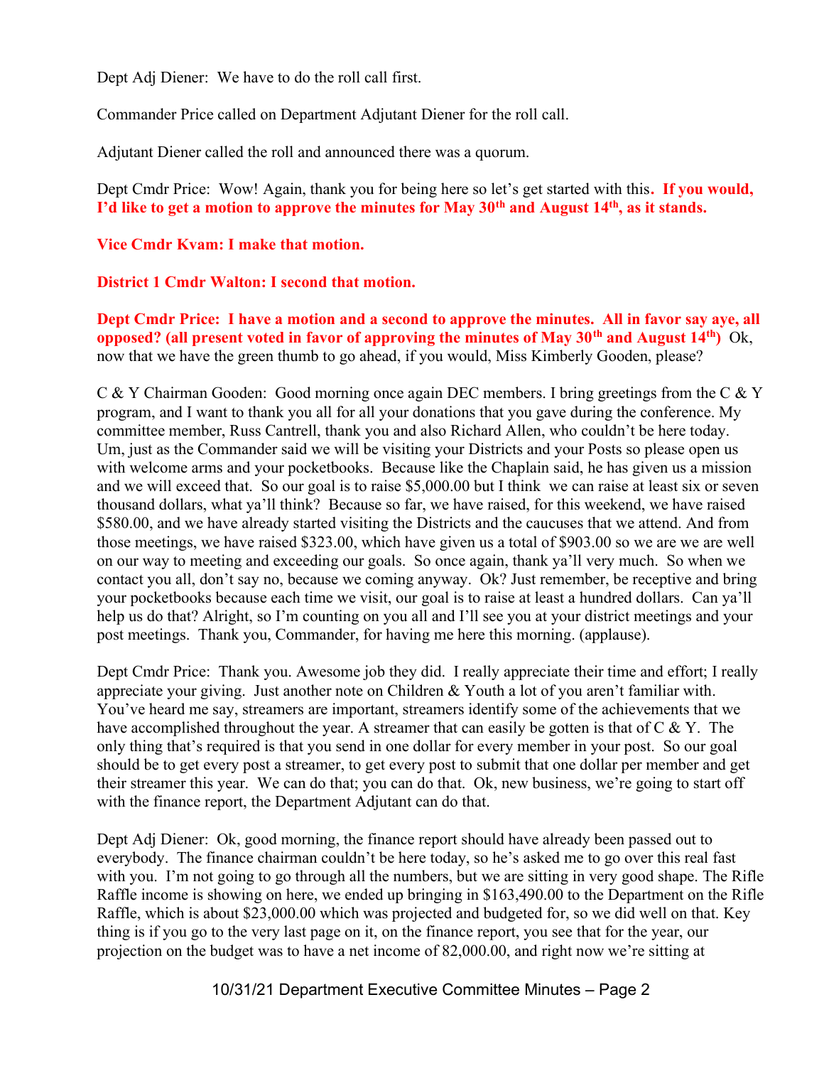Dept Adj Diener: We have to do the roll call first.

Commander Price called on Department Adjutant Diener for the roll call.

Adjutant Diener called the roll and announced there was a quorum.

Dept Cmdr Price: Wow! Again, thank you for being here so let's get started with this**. If you would, I'd like to get a motion to approve the minutes for May 30th and August 14th, as it stands.**

**Vice Cmdr Kvam: I make that motion.**

**District 1 Cmdr Walton: I second that motion.**

**Dept Cmdr Price: I have a motion and a second to approve the minutes. All in favor say aye, all opposed? (all present voted in favor of approving the minutes of May 30th and August 14th)** Ok, now that we have the green thumb to go ahead, if you would, Miss Kimberly Gooden, please?

C & Y Chairman Gooden: Good morning once again DEC members. I bring greetings from the C & Y program, and I want to thank you all for all your donations that you gave during the conference. My committee member, Russ Cantrell, thank you and also Richard Allen, who couldn't be here today. Um, just as the Commander said we will be visiting your Districts and your Posts so please open us with welcome arms and your pocketbooks. Because like the Chaplain said, he has given us a mission and we will exceed that. So our goal is to raise $5,000.00 but I think we can raise at least six or seven thousand dollars, what ya'll think? Because so far, we have raised, for this weekend, we have raised $580.00, and we have already started visiting the Districts and the caucuses that we attend. And from those meetings, we have raised $323.00, which have given us a total of $903.00 so we are we are well on our way to meeting and exceeding our goals. So once again, thank ya'll very much. So when we contact you all, don't say no, because we coming anyway. Ok? Just remember, be receptive and bring your pocketbooks because each time we visit, our goal is to raise at least a hundred dollars. Can ya'll help us do that? Alright, so I'm counting on you all and I'll see you at your district meetings and your post meetings. Thank you, Commander, for having me here this morning. (applause).

Dept Cmdr Price: Thank you. Awesome job they did. I really appreciate their time and effort; I really appreciate your giving. Just another note on Children & Youth a lot of you aren't familiar with. You've heard me say, streamers are important, streamers identify some of the achievements that we have accomplished throughout the year. A streamer that can easily be gotten is that of C & Y. The only thing that's required is that you send in one dollar for every member in your post. So our goal should be to get every post a streamer, to get every post to submit that one dollar per member and get their streamer this year. We can do that; you can do that. Ok, new business, we're going to start off with the finance report, the Department Adjutant can do that.

Dept Adj Diener: Ok, good morning, the finance report should have already been passed out to everybody. The finance chairman couldn't be here today, so he's asked me to go over this real fast with you. I'm not going to go through all the numbers, but we are sitting in very good shape. The Rifle Raffle income is showing on here, we ended up bringing in $163,490.00 to the Department on the Rifle Raffle, which is about $23,000.00 which was projected and budgeted for, so we did well on that. Key thing is if you go to the very last page on it, on the finance report, you see that for the year, our projection on the budget was to have a net income of 82,000.00, and right now we're sitting at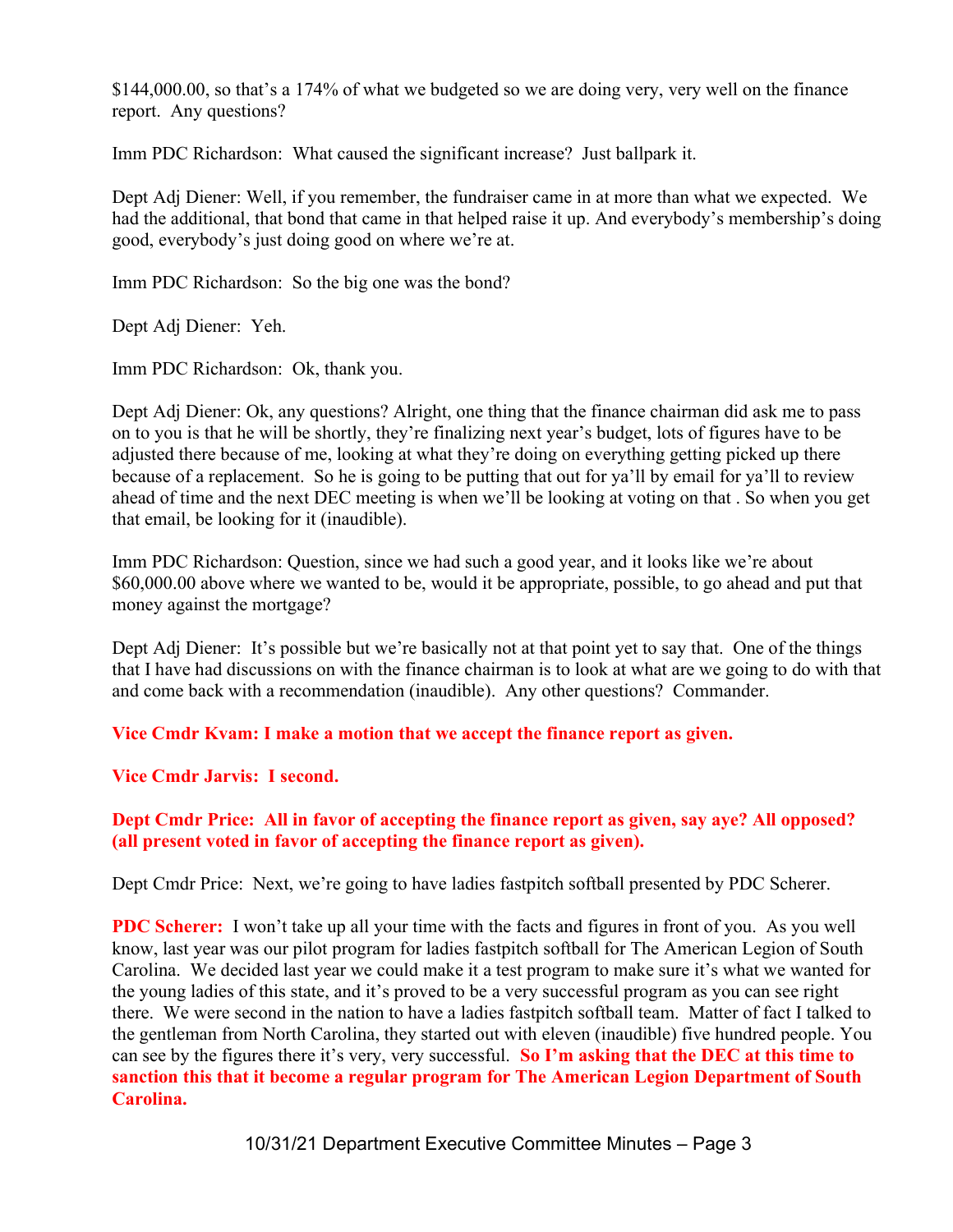$144,000.00, so that's a 174% of what we budgeted so we are doing very, very well on the finance report. Any questions?

Imm PDC Richardson: What caused the significant increase? Just ballpark it.

Dept Adj Diener: Well, if you remember, the fundraiser came in at more than what we expected. We had the additional, that bond that came in that helped raise it up. And everybody's membership's doing good, everybody's just doing good on where we're at.

Imm PDC Richardson: So the big one was the bond?

Dept Adj Diener: Yeh.

Imm PDC Richardson: Ok, thank you.

Dept Adj Diener: Ok, any questions? Alright, one thing that the finance chairman did ask me to pass on to you is that he will be shortly, they're finalizing next year's budget, lots of figures have to be adjusted there because of me, looking at what they're doing on everything getting picked up there because of a replacement. So he is going to be putting that out for ya'll by email for ya'll to review ahead of time and the next DEC meeting is when we'll be looking at voting on that . So when you get that email, be looking for it (inaudible).

Imm PDC Richardson: Question, since we had such a good year, and it looks like we're about $60,000.00 above where we wanted to be, would it be appropriate, possible, to go ahead and put that money against the mortgage?

Dept Adj Diener: It's possible but we're basically not at that point yet to say that. One of the things that I have had discussions on with the finance chairman is to look at what are we going to do with that and come back with a recommendation (inaudible). Any other questions? Commander.

**Vice Cmdr Kvam: I make a motion that we accept the finance report as given.**

**Vice Cmdr Jarvis: I second.**

**Dept Cmdr Price: All in favor of accepting the finance report as given, say aye? All opposed? (all present voted in favor of accepting the finance report as given).**

Dept Cmdr Price: Next, we're going to have ladies fastpitch softball presented by PDC Scherer.

**PDC Scherer:** I won't take up all your time with the facts and figures in front of you. As you well know, last year was our pilot program for ladies fastpitch softball for The American Legion of South Carolina. We decided last year we could make it a test program to make sure it's what we wanted for the young ladies of this state, and it's proved to be a very successful program as you can see right there. We were second in the nation to have a ladies fastpitch softball team. Matter of fact I talked to the gentleman from North Carolina, they started out with eleven (inaudible) five hundred people. You can see by the figures there it's very, very successful. **So I'm asking that the DEC at this time to sanction this that it become a regular program for The American Legion Department of South Carolina.**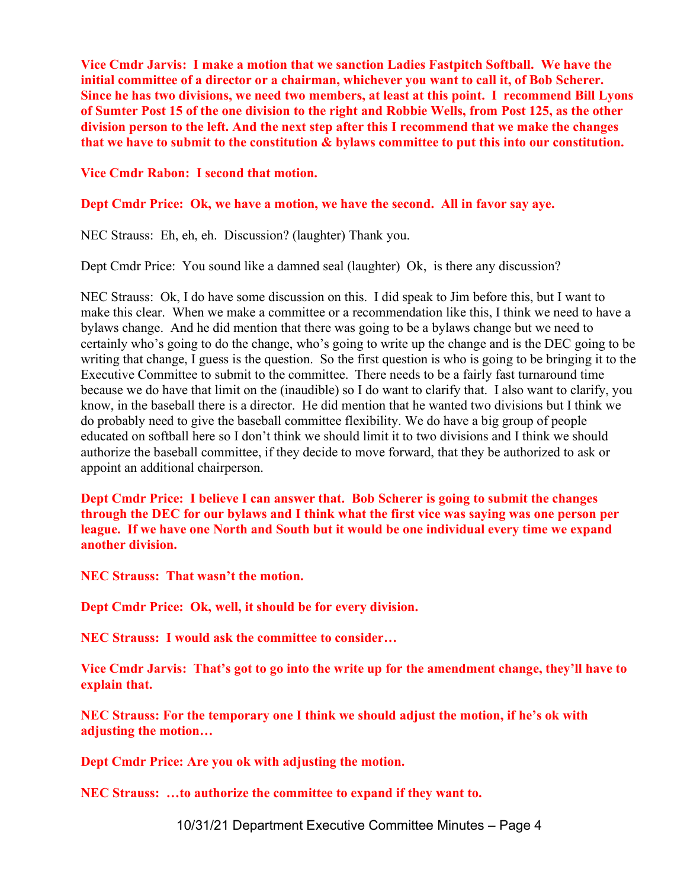**Vice Cmdr Jarvis: I make a motion that we sanction Ladies Fastpitch Softball. We have the initial committee of a director or a chairman, whichever you want to call it, of Bob Scherer. Since he has two divisions, we need two members, at least at this point. I recommend Bill Lyons of Sumter Post 15 of the one division to the right and Robbie Wells, from Post 125, as the other division person to the left. And the next step after this I recommend that we make the changes that we have to submit to the constitution & bylaws committee to put this into our constitution.**

**Vice Cmdr Rabon: I second that motion.**

**Dept Cmdr Price: Ok, we have a motion, we have the second. All in favor say aye.**

NEC Strauss: Eh, eh, eh. Discussion? (laughter) Thank you.

Dept Cmdr Price: You sound like a damned seal (laughter) Ok, is there any discussion?

NEC Strauss: Ok, I do have some discussion on this. I did speak to Jim before this, but I want to make this clear. When we make a committee or a recommendation like this, I think we need to have a bylaws change. And he did mention that there was going to be a bylaws change but we need to certainly who's going to do the change, who's going to write up the change and is the DEC going to be writing that change, I guess is the question. So the first question is who is going to be bringing it to the Executive Committee to submit to the committee. There needs to be a fairly fast turnaround time because we do have that limit on the (inaudible) so I do want to clarify that. I also want to clarify, you know, in the baseball there is a director. He did mention that he wanted two divisions but I think we do probably need to give the baseball committee flexibility. We do have a big group of people educated on softball here so I don't think we should limit it to two divisions and I think we should authorize the baseball committee, if they decide to move forward, that they be authorized to ask or appoint an additional chairperson.

**Dept Cmdr Price: I believe I can answer that. Bob Scherer is going to submit the changes through the DEC for our bylaws and I think what the first vice was saying was one person per league. If we have one North and South but it would be one individual every time we expand another division.**

**NEC Strauss: That wasn't the motion.**

**Dept Cmdr Price: Ok, well, it should be for every division.**

**NEC Strauss: I would ask the committee to consider…**

**Vice Cmdr Jarvis: That's got to go into the write up for the amendment change, they'll have to explain that.**

**NEC Strauss: For the temporary one I think we should adjust the motion, if he's ok with adjusting the motion…**

**Dept Cmdr Price: Are you ok with adjusting the motion.**

**NEC Strauss: …to authorize the committee to expand if they want to.**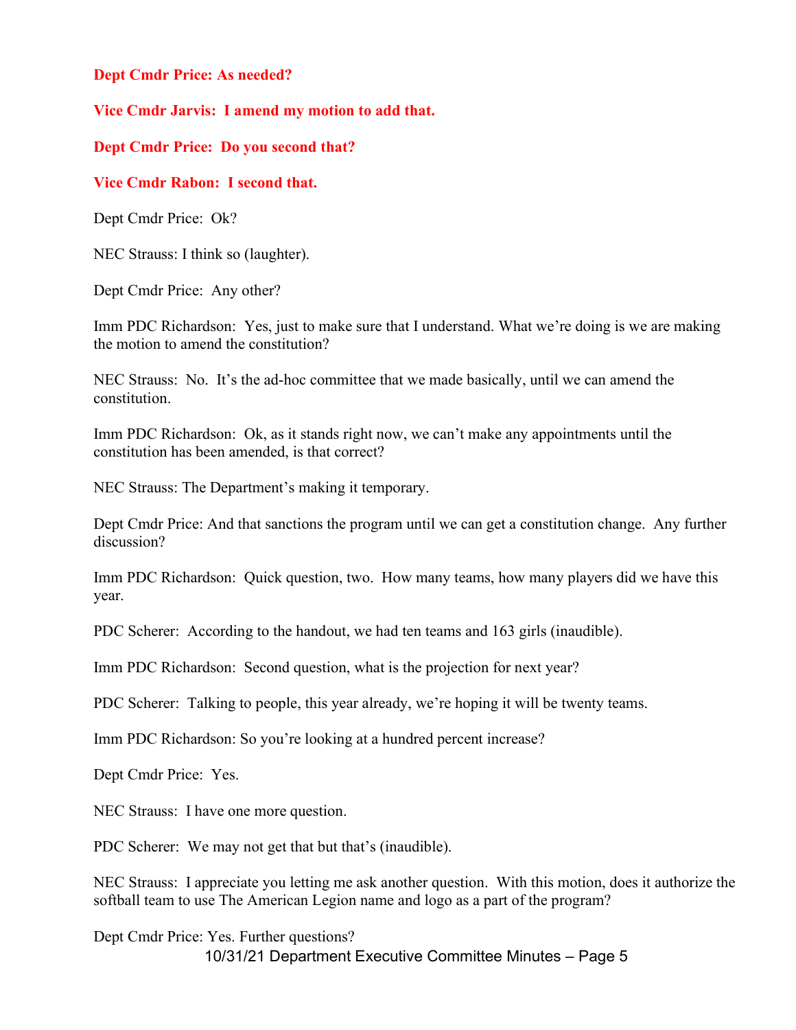**Dept Cmdr Price: As needed?**

**Vice Cmdr Jarvis: I amend my motion to add that.**

**Dept Cmdr Price: Do you second that?**

**Vice Cmdr Rabon: I second that.**

Dept Cmdr Price: Ok?

NEC Strauss: I think so (laughter).

Dept Cmdr Price: Any other?

Imm PDC Richardson: Yes, just to make sure that I understand. What we're doing is we are making the motion to amend the constitution?

NEC Strauss: No. It's the ad-hoc committee that we made basically, until we can amend the constitution.

Imm PDC Richardson: Ok, as it stands right now, we can't make any appointments until the constitution has been amended, is that correct?

NEC Strauss: The Department's making it temporary.

Dept Cmdr Price: And that sanctions the program until we can get a constitution change. Any further discussion?

Imm PDC Richardson: Quick question, two. How many teams, how many players did we have this year.

PDC Scherer: According to the handout, we had ten teams and 163 girls (inaudible).

Imm PDC Richardson: Second question, what is the projection for next year?

PDC Scherer: Talking to people, this year already, we're hoping it will be twenty teams.

Imm PDC Richardson: So you're looking at a hundred percent increase?

Dept Cmdr Price: Yes.

NEC Strauss: I have one more question.

PDC Scherer: We may not get that but that's (inaudible).

NEC Strauss: I appreciate you letting me ask another question. With this motion, does it authorize the softball team to use The American Legion name and logo as a part of the program?

Dept Cmdr Price: Yes. Further questions?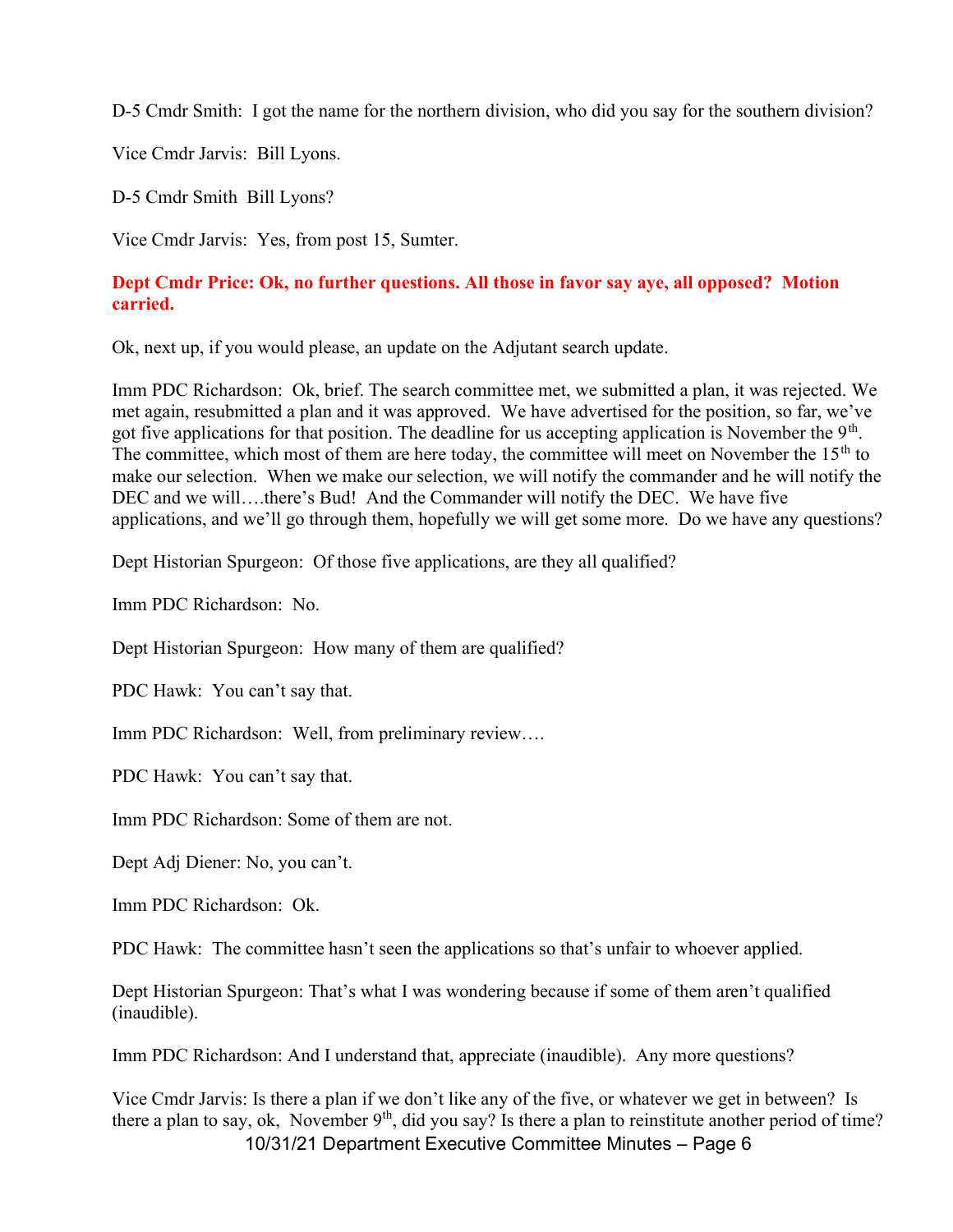D-5 Cmdr Smith: I got the name for the northern division, who did you say for the southern division?

Vice Cmdr Jarvis: Bill Lyons.

D-5 Cmdr Smith Bill Lyons?

Vice Cmdr Jarvis: Yes, from post 15, Sumter.

**Dept Cmdr Price: Ok, no further questions. All those in favor say aye, all opposed? Motion carried.**

Ok, next up, if you would please, an update on the Adjutant search update.

Imm PDC Richardson: Ok, brief. The search committee met, we submitted a plan, it was rejected. We met again, resubmitted a plan and it was approved. We have advertised for the position, so far, we've got five applications for that position. The deadline for us accepting application is November the 9th. The committee, which most of them are here today, the committee will meet on November the 15th to make our selection. When we make our selection, we will notify the commander and he will notify the DEC and we will….there's Bud! And the Commander will notify the DEC. We have five applications, and we'll go through them, hopefully we will get some more. Do we have any questions?

Dept Historian Spurgeon: Of those five applications, are they all qualified?

Imm PDC Richardson: No.

Dept Historian Spurgeon: How many of them are qualified?

PDC Hawk: You can't say that.

Imm PDC Richardson: Well, from preliminary review….

PDC Hawk: You can't say that.

Imm PDC Richardson: Some of them are not.

Dept Adj Diener: No, you can't.

Imm PDC Richardson: Ok.

PDC Hawk: The committee hasn't seen the applications so that's unfair to whoever applied.

Dept Historian Spurgeon: That's what I was wondering because if some of them aren't qualified (inaudible).

Imm PDC Richardson: And I understand that, appreciate (inaudible). Any more questions?

Vice Cmdr Jarvis: Is there a plan if we don't like any of the five, or whatever we get in between? Is there a plan to say, ok, November 9th, did you say? Is there a plan to reinstitute another period of time?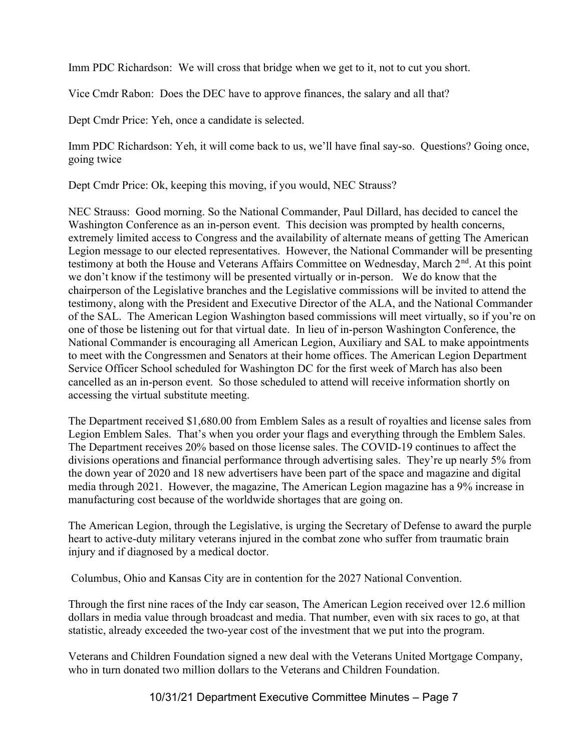Imm PDC Richardson: We will cross that bridge when we get to it, not to cut you short.

Vice Cmdr Rabon: Does the DEC have to approve finances, the salary and all that?

Dept Cmdr Price: Yeh, once a candidate is selected.

Imm PDC Richardson: Yeh, it will come back to us, we'll have final say-so. Questions? Going once, going twice

Dept Cmdr Price: Ok, keeping this moving, if you would, NEC Strauss?

NEC Strauss: Good morning. So the National Commander, Paul Dillard, has decided to cancel the Washington Conference as an in-person event. This decision was prompted by health concerns, extremely limited access to Congress and the availability of alternate means of getting The American Legion message to our elected representatives. However, the National Commander will be presenting testimony at both the House and Veterans Affairs Committee on Wednesday, March 2nd. At this point we don't know if the testimony will be presented virtually or in-person. We do know that the chairperson of the Legislative branches and the Legislative commissions will be invited to attend the testimony, along with the President and Executive Director of the ALA, and the National Commander of the SAL. The American Legion Washington based commissions will meet virtually, so if you're on one of those be listening out for that virtual date. In lieu of in-person Washington Conference, the National Commander is encouraging all American Legion, Auxiliary and SAL to make appointments to meet with the Congressmen and Senators at their home offices. The American Legion Department Service Officer School scheduled for Washington DC for the first week of March has also been cancelled as an in-person event. So those scheduled to attend will receive information shortly on accessing the virtual substitute meeting.

The Department received $1,680.00 from Emblem Sales as a result of royalties and license sales from Legion Emblem Sales. That's when you order your flags and everything through the Emblem Sales. The Department receives 20% based on those license sales. The COVID-19 continues to affect the divisions operations and financial performance through advertising sales. They're up nearly 5% from the down year of 2020 and 18 new advertisers have been part of the space and magazine and digital media through 2021. However, the magazine, The American Legion magazine has a 9% increase in manufacturing cost because of the worldwide shortages that are going on.

The American Legion, through the Legislative, is urging the Secretary of Defense to award the purple heart to active-duty military veterans injured in the combat zone who suffer from traumatic brain injury and if diagnosed by a medical doctor.

Columbus, Ohio and Kansas City are in contention for the 2027 National Convention.

Through the first nine races of the Indy car season, The American Legion received over 12.6 million dollars in media value through broadcast and media. That number, even with six races to go, at that statistic, already exceeded the two-year cost of the investment that we put into the program.

Veterans and Children Foundation signed a new deal with the Veterans United Mortgage Company, who in turn donated two million dollars to the Veterans and Children Foundation.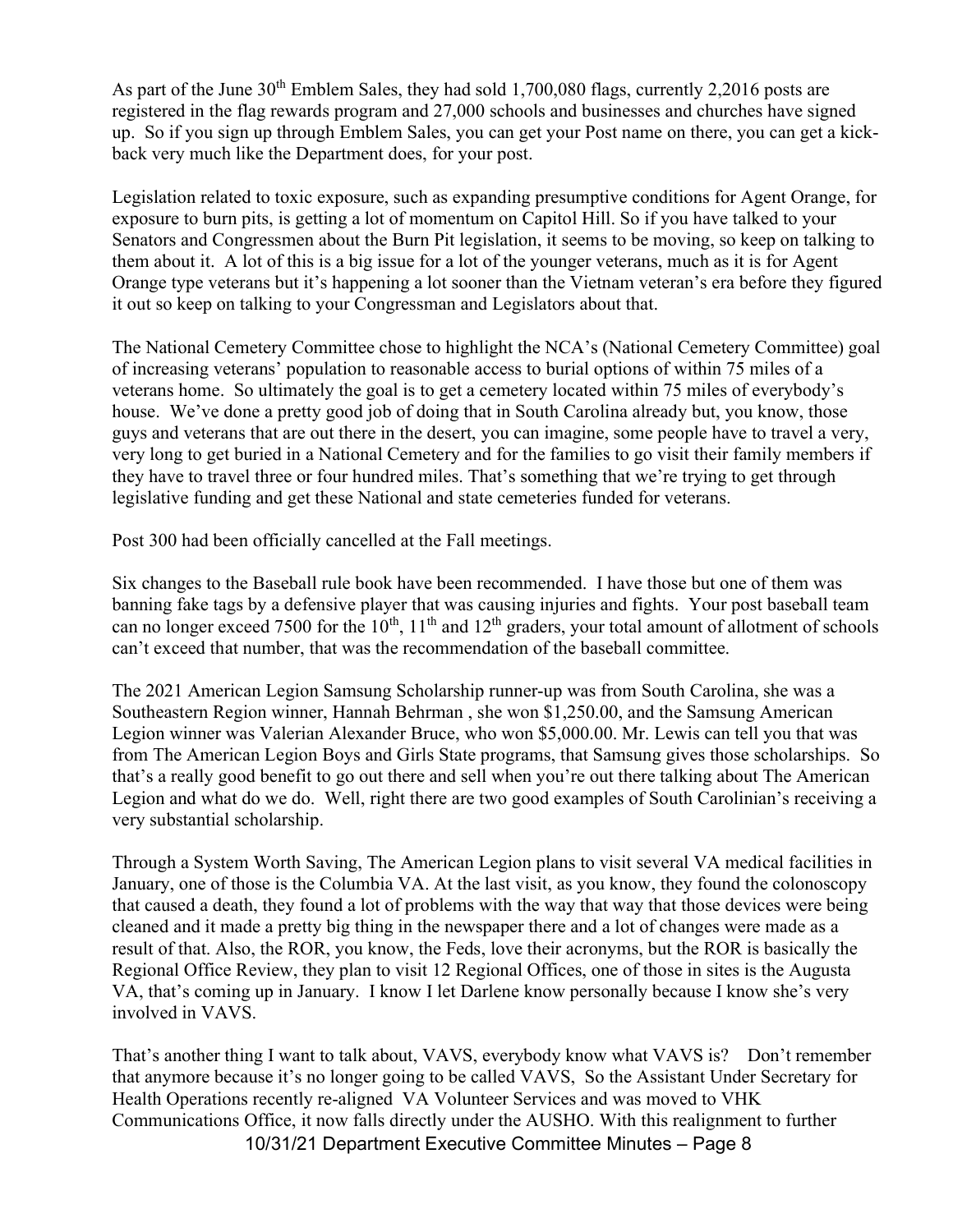As part of the June 30th Emblem Sales, they had sold 1,700,080 flags, currently 2,2016 posts are registered in the flag rewards program and 27,000 schools and businesses and churches have signed up. So if you sign up through Emblem Sales, you can get your Post name on there, you can get a kick-back very much like the Department does, for your post.

Legislation related to toxic exposure, such as expanding presumptive conditions for Agent Orange, for exposure to burn pits, is getting a lot of momentum on Capitol Hill. So if you have talked to your Senators and Congressmen about the Burn Pit legislation, it seems to be moving, so keep on talking to them about it. A lot of this is a big issue for a lot of the younger veterans, much as it is for Agent Orange type veterans but it's happening a lot sooner than the Vietnam veteran's era before they figured it out so keep on talking to your Congressman and Legislators about that.

The National Cemetery Committee chose to highlight the NCA's (National Cemetery Committee) goal of increasing veterans' population to reasonable access to burial options of within 75 miles of a veterans home. So ultimately the goal is to get a cemetery located within 75 miles of everybody's house. We've done a pretty good job of doing that in South Carolina already but, you know, those guys and veterans that are out there in the desert, you can imagine, some people have to travel a very, very long to get buried in a National Cemetery and for the families to go visit their family members if they have to travel three or four hundred miles. That's something that we're trying to get through legislative funding and get these National and state cemeteries funded for veterans.

Post 300 had been officially cancelled at the Fall meetings.

Six changes to the Baseball rule book have been recommended. I have those but one of them was banning fake tags by a defensive player that was causing injuries and fights. Your post baseball team can no longer exceed 7500 for the 10th, 11th and 12th graders, your total amount of allotment of schools can't exceed that number, that was the recommendation of the baseball committee.

The 2021 American Legion Samsung Scholarship runner-up was from South Carolina, she was a Southeastern Region winner, Hannah Behrman , she won $1,250.00, and the Samsung American Legion winner was Valerian Alexander Bruce, who won $5,000.00. Mr. Lewis can tell you that was from The American Legion Boys and Girls State programs, that Samsung gives those scholarships. So that's a really good benefit to go out there and sell when you're out there talking about The American Legion and what do we do. Well, right there are two good examples of South Carolinian's receiving a very substantial scholarship.

Through a System Worth Saving, The American Legion plans to visit several VA medical facilities in January, one of those is the Columbia VA. At the last visit, as you know, they found the colonoscopy that caused a death, they found a lot of problems with the way that way that those devices were being cleaned and it made a pretty big thing in the newspaper there and a lot of changes were made as a result of that. Also, the ROR, you know, the Feds, love their acronyms, but the ROR is basically the Regional Office Review, they plan to visit 12 Regional Offices, one of those in sites is the Augusta VA, that's coming up in January. I know I let Darlene know personally because I know she's very involved in VAVS.

That's another thing I want to talk about, VAVS, everybody know what VAVS is? Don't remember that anymore because it's no longer going to be called VAVS, So the Assistant Under Secretary for Health Operations recently re-aligned VA Volunteer Services and was moved to VHK Communications Office, it now falls directly under the AUSHO. With this realignment to further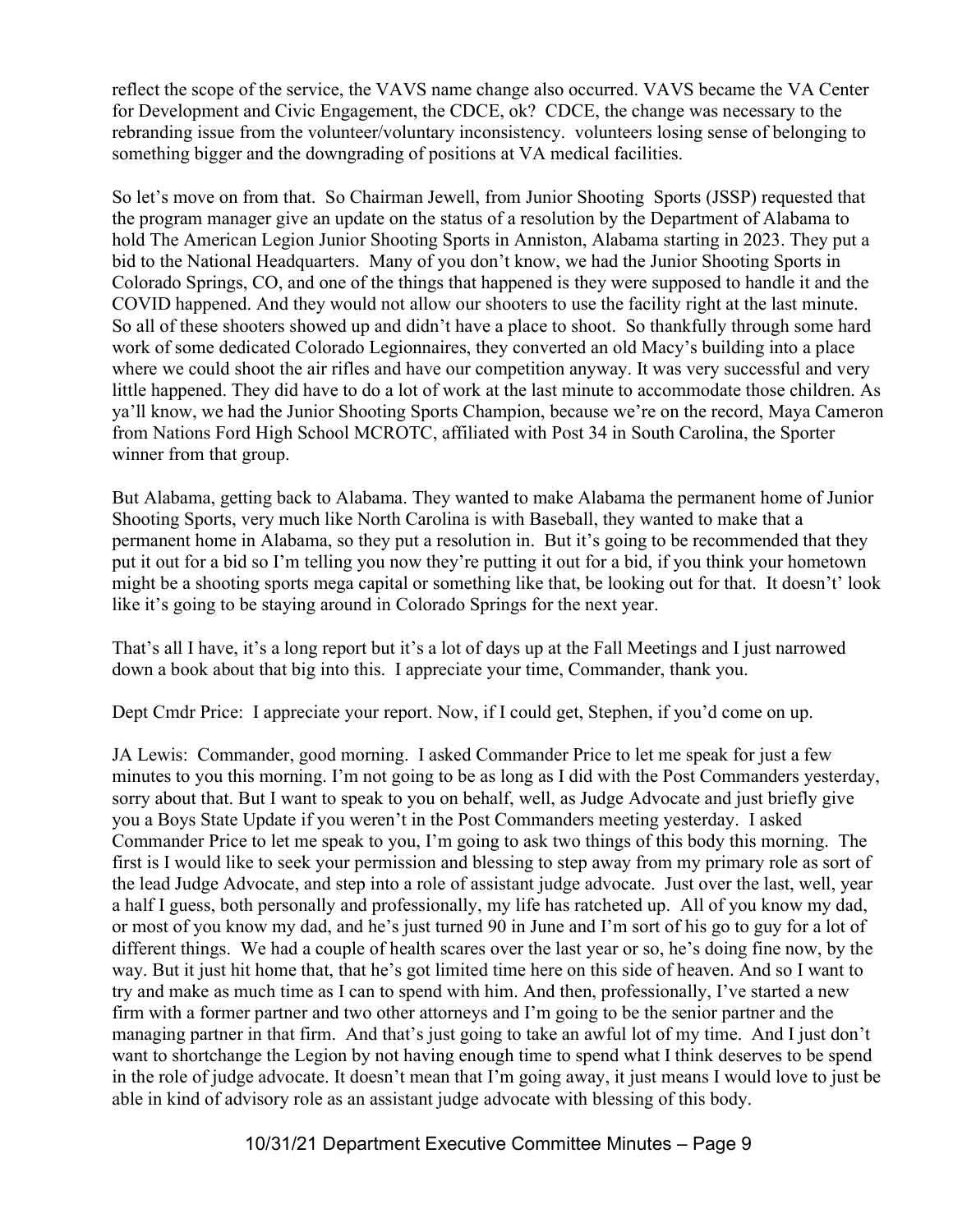reflect the scope of the service, the VAVS name change also occurred. VAVS became the VA Center for Development and Civic Engagement, the CDCE, ok? CDCE, the change was necessary to the rebranding issue from the volunteer/voluntary inconsistency. volunteers losing sense of belonging to something bigger and the downgrading of positions at VA medical facilities.

So let's move on from that. So Chairman Jewell, from Junior Shooting Sports (JSSP) requested that the program manager give an update on the status of a resolution by the Department of Alabama to hold The American Legion Junior Shooting Sports in Anniston, Alabama starting in 2023. They put a bid to the National Headquarters. Many of you don't know, we had the Junior Shooting Sports in Colorado Springs, CO, and one of the things that happened is they were supposed to handle it and the COVID happened. And they would not allow our shooters to use the facility right at the last minute. So all of these shooters showed up and didn't have a place to shoot. So thankfully through some hard work of some dedicated Colorado Legionnaires, they converted an old Macy's building into a place where we could shoot the air rifles and have our competition anyway. It was very successful and very little happened. They did have to do a lot of work at the last minute to accommodate those children. As ya'll know, we had the Junior Shooting Sports Champion, because we're on the record, Maya Cameron from Nations Ford High School MCROTC, affiliated with Post 34 in South Carolina, the Sporter winner from that group.

But Alabama, getting back to Alabama. They wanted to make Alabama the permanent home of Junior Shooting Sports, very much like North Carolina is with Baseball, they wanted to make that a permanent home in Alabama, so they put a resolution in. But it's going to be recommended that they put it out for a bid so I'm telling you now they're putting it out for a bid, if you think your hometown might be a shooting sports mega capital or something like that, be looking out for that. It doesn't't' look like it's going to be staying around in Colorado Springs for the next year.

That's all I have, it's a long report but it's a lot of days up at the Fall Meetings and I just narrowed down a book about that big into this. I appreciate your time, Commander, thank you.

Dept Cmdr Price: I appreciate your report. Now, if I could get, Stephen, if you'd come on up.

JA Lewis: Commander, good morning. I asked Commander Price to let me speak for just a few minutes to you this morning. I'm not going to be as long as I did with the Post Commanders yesterday, sorry about that. But I want to speak to you on behalf, well, as Judge Advocate and just briefly give you a Boys State Update if you weren't in the Post Commanders meeting yesterday. I asked Commander Price to let me speak to you, I'm going to ask two things of this body this morning. The first is I would like to seek your permission and blessing to step away from my primary role as sort of the lead Judge Advocate, and step into a role of assistant judge advocate. Just over the last, well, year a half I guess, both personally and professionally, my life has ratcheted up. All of you know my dad, or most of you know my dad, and he's just turned 90 in June and I'm sort of his go to guy for a lot of different things. We had a couple of health scares over the last year or so, he's doing fine now, by the way. But it just hit home that, that he's got limited time here on this side of heaven. And so I want to try and make as much time as I can to spend with him. And then, professionally, I've started a new firm with a former partner and two other attorneys and I'm going to be the senior partner and the managing partner in that firm. And that's just going to take an awful lot of my time. And I just don't want to shortchange the Legion by not having enough time to spend what I think deserves to be spend in the role of judge advocate. It doesn't mean that I'm going away, it just means I would love to just be able in kind of advisory role as an assistant judge advocate with blessing of this body.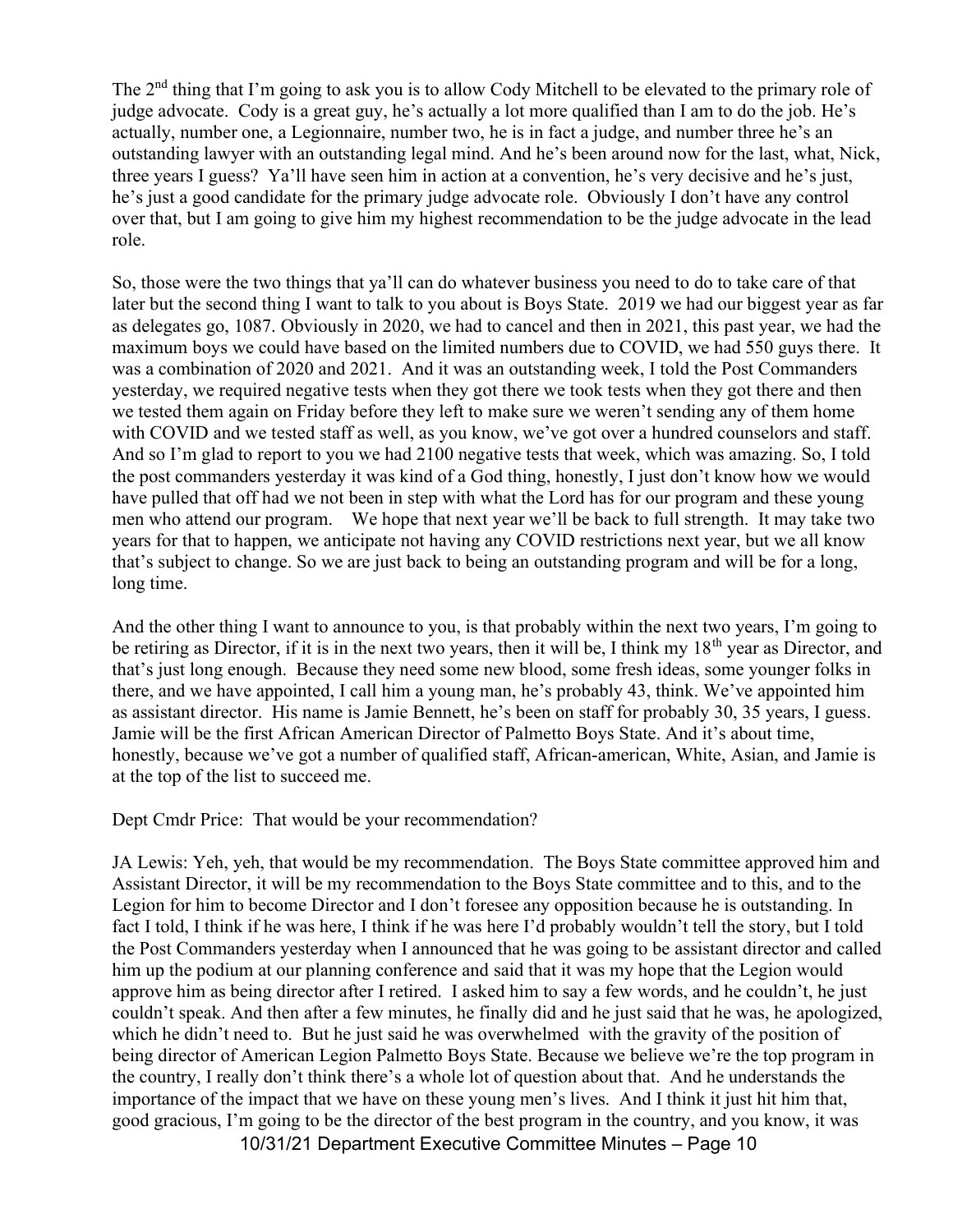The 2nd thing that I'm going to ask you is to allow Cody Mitchell to be elevated to the primary role of judge advocate. Cody is a great guy, he's actually a lot more qualified than I am to do the job. He's actually, number one, a Legionnaire, number two, he is in fact a judge, and number three he's an outstanding lawyer with an outstanding legal mind. And he's been around now for the last, what, Nick, three years I guess? Ya'll have seen him in action at a convention, he's very decisive and he's just, he's just a good candidate for the primary judge advocate role. Obviously I don't have any control over that, but I am going to give him my highest recommendation to be the judge advocate in the lead role.

So, those were the two things that ya'll can do whatever business you need to do to take care of that later but the second thing I want to talk to you about is Boys State. 2019 we had our biggest year as far as delegates go, 1087. Obviously in 2020, we had to cancel and then in 2021, this past year, we had the maximum boys we could have based on the limited numbers due to COVID, we had 550 guys there. It was a combination of 2020 and 2021. And it was an outstanding week, I told the Post Commanders yesterday, we required negative tests when they got there we took tests when they got there and then we tested them again on Friday before they left to make sure we weren't sending any of them home with COVID and we tested staff as well, as you know, we've got over a hundred counselors and staff. And so I'm glad to report to you we had 2100 negative tests that week, which was amazing. So, I told the post commanders yesterday it was kind of a God thing, honestly, I just don't know how we would have pulled that off had we not been in step with what the Lord has for our program and these young men who attend our program. We hope that next year we'll be back to full strength. It may take two years for that to happen, we anticipate not having any COVID restrictions next year, but we all know that's subject to change. So we are just back to being an outstanding program and will be for a long, long time.

And the other thing I want to announce to you, is that probably within the next two years, I'm going to be retiring as Director, if it is in the next two years, then it will be, I think my 18th year as Director, and that's just long enough. Because they need some new blood, some fresh ideas, some younger folks in there, and we have appointed, I call him a young man, he's probably 43, think. We've appointed him as assistant director. His name is Jamie Bennett, he's been on staff for probably 30, 35 years, I guess. Jamie will be the first African American Director of Palmetto Boys State. And it's about time, honestly, because we've got a number of qualified staff, African-american, White, Asian, and Jamie is at the top of the list to succeed me.

Dept Cmdr Price: That would be your recommendation?

JA Lewis: Yeh, yeh, that would be my recommendation. The Boys State committee approved him and Assistant Director, it will be my recommendation to the Boys State committee and to this, and to the Legion for him to become Director and I don't foresee any opposition because he is outstanding. In fact I told, I think if he was here, I think if he was here I'd probably wouldn't tell the story, but I told the Post Commanders yesterday when I announced that he was going to be assistant director and called him up the podium at our planning conference and said that it was my hope that the Legion would approve him as being director after I retired. I asked him to say a few words, and he couldn't, he just couldn't speak. And then after a few minutes, he finally did and he just said that he was, he apologized, which he didn't need to. But he just said he was overwhelmed with the gravity of the position of being director of American Legion Palmetto Boys State. Because we believe we're the top program in the country, I really don't think there's a whole lot of question about that. And he understands the importance of the impact that we have on these young men's lives. And I think it just hit him that, good gracious, I'm going to be the director of the best program in the country, and you know, it was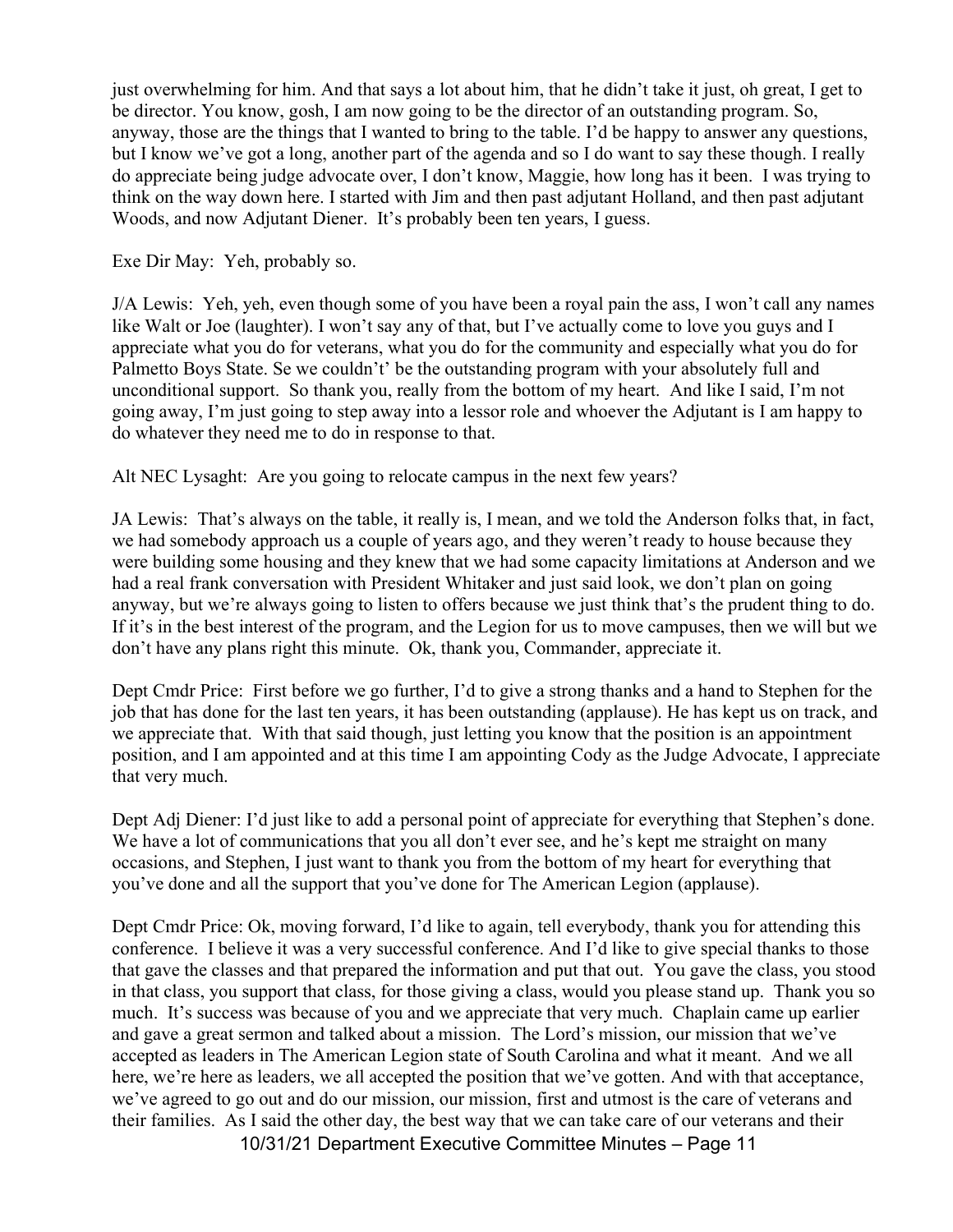just overwhelming for him. And that says a lot about him, that he didn't take it just, oh great, I get to be director. You know, gosh, I am now going to be the director of an outstanding program. So, anyway, those are the things that I wanted to bring to the table. I'd be happy to answer any questions, but I know we've got a long, another part of the agenda and so I do want to say these though. I really do appreciate being judge advocate over, I don't know, Maggie, how long has it been. I was trying to think on the way down here. I started with Jim and then past adjutant Holland, and then past adjutant Woods, and now Adjutant Diener. It's probably been ten years, I guess.

Exe Dir May: Yeh, probably so.

J/A Lewis: Yeh, yeh, even though some of you have been a royal pain the ass, I won't call any names like Walt or Joe (laughter). I won't say any of that, but I've actually come to love you guys and I appreciate what you do for veterans, what you do for the community and especially what you do for Palmetto Boys State. Se we couldn't' be the outstanding program with your absolutely full and unconditional support. So thank you, really from the bottom of my heart. And like I said, I'm not going away, I'm just going to step away into a lessor role and whoever the Adjutant is I am happy to do whatever they need me to do in response to that.

Alt NEC Lysaght: Are you going to relocate campus in the next few years?

JA Lewis: That's always on the table, it really is, I mean, and we told the Anderson folks that, in fact, we had somebody approach us a couple of years ago, and they weren't ready to house because they were building some housing and they knew that we had some capacity limitations at Anderson and we had a real frank conversation with President Whitaker and just said look, we don't plan on going anyway, but we're always going to listen to offers because we just think that's the prudent thing to do. If it's in the best interest of the program, and the Legion for us to move campuses, then we will but we don't have any plans right this minute. Ok, thank you, Commander, appreciate it.

Dept Cmdr Price: First before we go further, I'd to give a strong thanks and a hand to Stephen for the job that has done for the last ten years, it has been outstanding (applause). He has kept us on track, and we appreciate that. With that said though, just letting you know that the position is an appointment position, and I am appointed and at this time I am appointing Cody as the Judge Advocate, I appreciate that very much.

Dept Adj Diener: I'd just like to add a personal point of appreciate for everything that Stephen's done. We have a lot of communications that you all don't ever see, and he's kept me straight on many occasions, and Stephen, I just want to thank you from the bottom of my heart for everything that you've done and all the support that you've done for The American Legion (applause).

Dept Cmdr Price: Ok, moving forward, I'd like to again, tell everybody, thank you for attending this conference. I believe it was a very successful conference. And I'd like to give special thanks to those that gave the classes and that prepared the information and put that out. You gave the class, you stood in that class, you support that class, for those giving a class, would you please stand up. Thank you so much. It's success was because of you and we appreciate that very much. Chaplain came up earlier and gave a great sermon and talked about a mission. The Lord's mission, our mission that we've accepted as leaders in The American Legion state of South Carolina and what it meant. And we all here, we're here as leaders, we all accepted the position that we've gotten. And with that acceptance, we've agreed to go out and do our mission, our mission, first and utmost is the care of veterans and their families. As I said the other day, the best way that we can take care of our veterans and their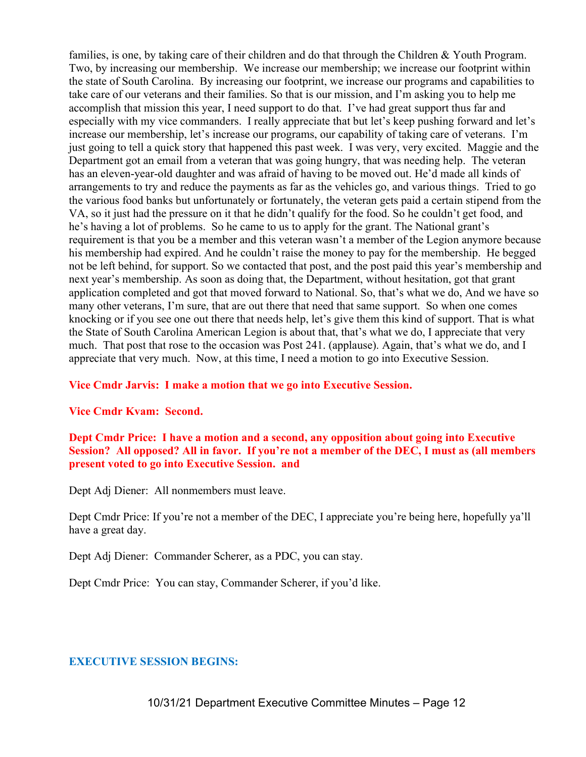families, is one, by taking care of their children and do that through the Children & Youth Program. Two, by increasing our membership. We increase our membership; we increase our footprint within the state of South Carolina. By increasing our footprint, we increase our programs and capabilities to take care of our veterans and their families. So that is our mission, and I'm asking you to help me accomplish that mission this year, I need support to do that. I've had great support thus far and especially with my vice commanders. I really appreciate that but let's keep pushing forward and let's increase our membership, let's increase our programs, our capability of taking care of veterans. I'm just going to tell a quick story that happened this past week. I was very, very excited. Maggie and the Department got an email from a veteran that was going hungry, that was needing help. The veteran has an eleven-year-old daughter and was afraid of having to be moved out. He'd made all kinds of arrangements to try and reduce the payments as far as the vehicles go, and various things. Tried to go the various food banks but unfortunately or fortunately, the veteran gets paid a certain stipend from the VA, so it just had the pressure on it that he didn't qualify for the food. So he couldn't get food, and he's having a lot of problems. So he came to us to apply for the grant. The National grant's requirement is that you be a member and this veteran wasn't a member of the Legion anymore because his membership had expired. And he couldn't raise the money to pay for the membership. He begged not be left behind, for support. So we contacted that post, and the post paid this year's membership and next year's membership. As soon as doing that, the Department, without hesitation, got that grant application completed and got that moved forward to National. So, that's what we do, And we have so many other veterans, I'm sure, that are out there that need that same support. So when one comes knocking or if you see one out there that needs help, let's give them this kind of support. That is what the State of South Carolina American Legion is about that, that's what we do, I appreciate that very much. That post that rose to the occasion was Post 241. (applause). Again, that's what we do, and I appreciate that very much. Now, at this time, I need a motion to go into Executive Session.

**Vice Cmdr Jarvis: I make a motion that we go into Executive Session.**

**Vice Cmdr Kvam: Second.**

**Dept Cmdr Price: I have a motion and a second, any opposition about going into Executive Session? All opposed? All in favor. If you're not a member of the DEC, I must as (all members present voted to go into Executive Session. and**

Dept Adj Diener: All nonmembers must leave.

Dept Cmdr Price: If you're not a member of the DEC, I appreciate you're being here, hopefully ya'll have a great day.

Dept Adj Diener: Commander Scherer, as a PDC, you can stay.

Dept Cmdr Price: You can stay, Commander Scherer, if you'd like.

**EXECUTIVE SESSION BEGINS:**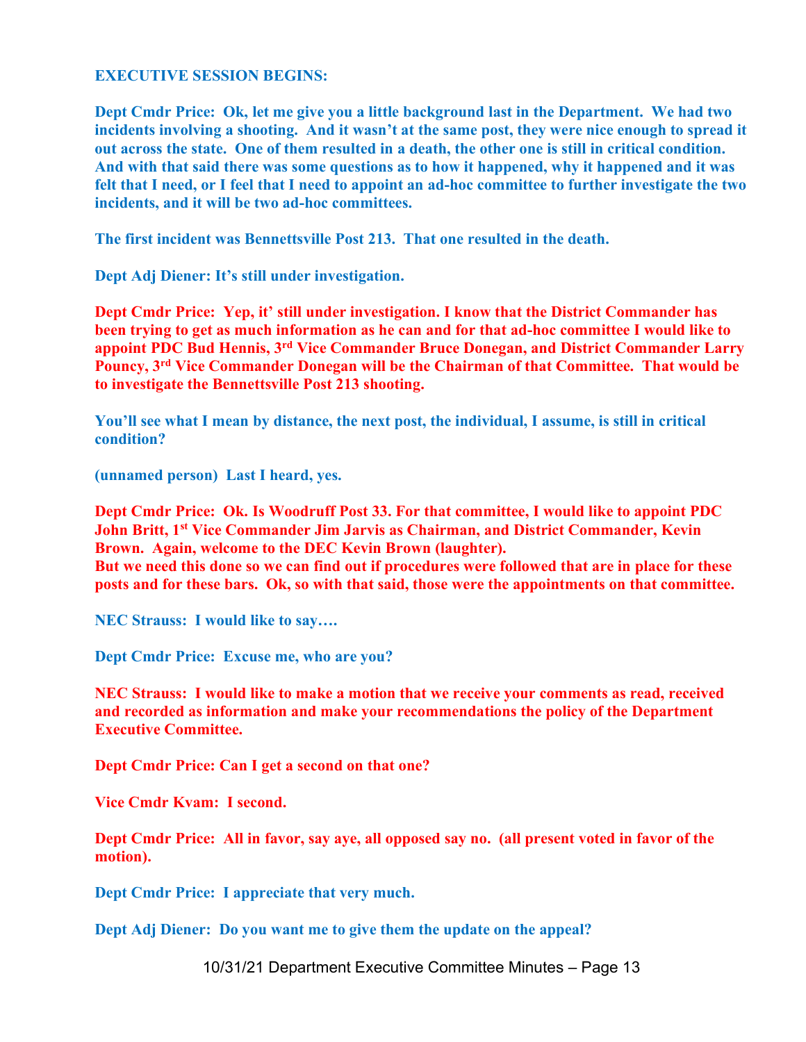**EXECUTIVE SESSION BEGINS:**

**Dept Cmdr Price: Ok, let me give you a little background last in the Department. We had two incidents involving a shooting. And it wasn't at the same post, they were nice enough to spread it out across the state. One of them resulted in a death, the other one is still in critical condition. And with that said there was some questions as to how it happened, why it happened and it was felt that I need, or I feel that I need to appoint an ad-hoc committee to further investigate the two incidents, and it will be two ad-hoc committees.**

**The first incident was Bennettsville Post 213. That one resulted in the death.**

**Dept Adj Diener: It's still under investigation.**

**Dept Cmdr Price: Yep, it' still under investigation. I know that the District Commander has been trying to get as much information as he can and for that ad-hoc committee I would like to appoint PDC Bud Hennis, 3rd Vice Commander Bruce Donegan, and District Commander Larry Pouncy, 3rd Vice Commander Donegan will be the Chairman of that Committee. That would be to investigate the Bennettsville Post 213 shooting.**

**You'll see what I mean by distance, the next post, the individual, I assume, is still in critical condition?**

**(unnamed person) Last I heard, yes.**

**Dept Cmdr Price: Ok. Is Woodruff Post 33. For that committee, I would like to appoint PDC John Britt, 1st Vice Commander Jim Jarvis as Chairman, and District Commander, Kevin Brown. Again, welcome to the DEC Kevin Brown (laughter).**
**But we need this done so we can find out if procedures were followed that are in place for these posts and for these bars. Ok, so with that said, those were the appointments on that committee.**

**NEC Strauss: I would like to say….**

**Dept Cmdr Price: Excuse me, who are you?**

**NEC Strauss: I would like to make a motion that we receive your comments as read, received and recorded as information and make your recommendations the policy of the Department Executive Committee.**

**Dept Cmdr Price: Can I get a second on that one?**

**Vice Cmdr Kvam: I second.**

**Dept Cmdr Price: All in favor, say aye, all opposed say no. (all present voted in favor of the motion).**

**Dept Cmdr Price: I appreciate that very much.**

**Dept Adj Diener: Do you want me to give them the update on the appeal?**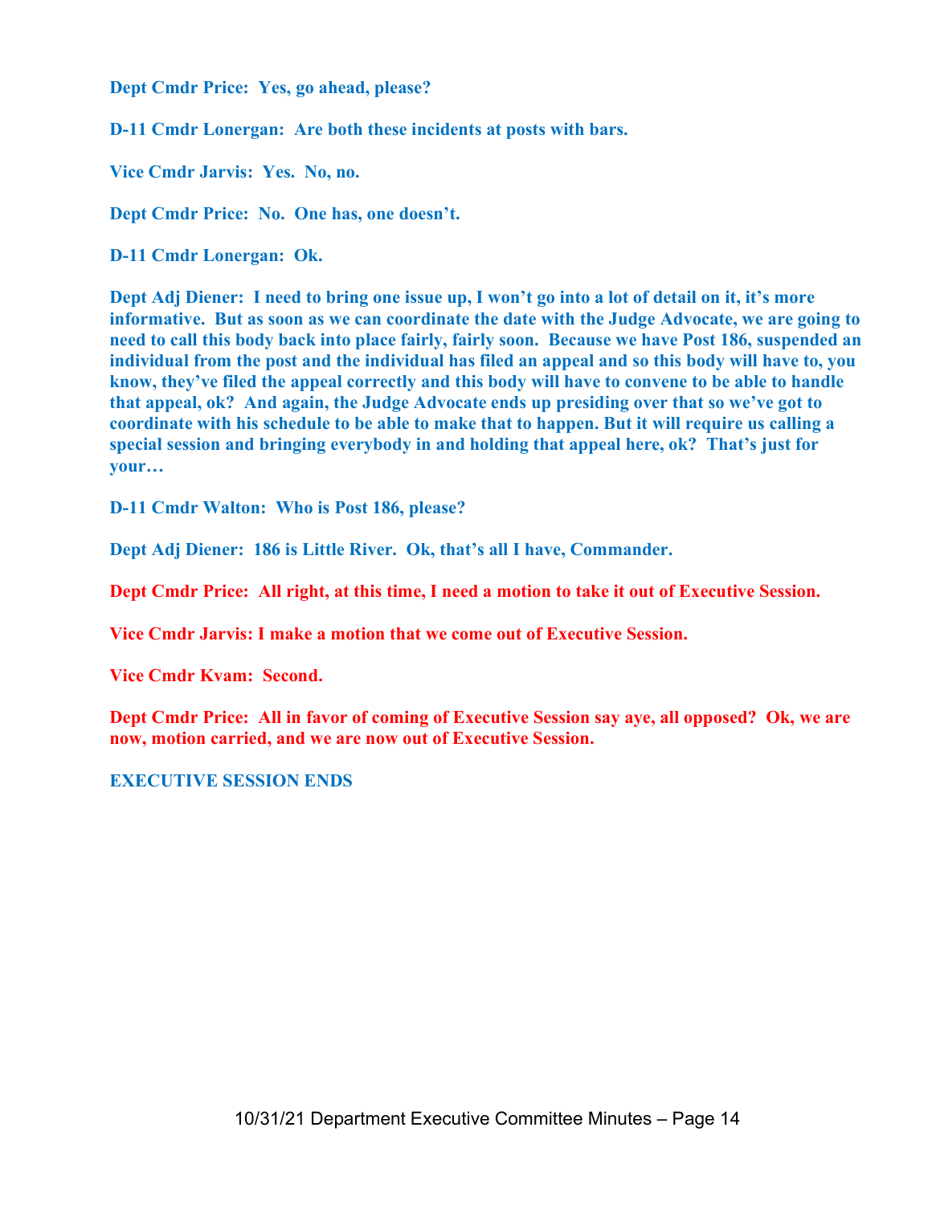**Dept Cmdr Price: Yes, go ahead, please?**

**D-11 Cmdr Lonergan: Are both these incidents at posts with bars.**

**Vice Cmdr Jarvis: Yes. No, no.**

**Dept Cmdr Price: No. One has, one doesn't.**

**D-11 Cmdr Lonergan: Ok.**

**Dept Adj Diener: I need to bring one issue up, I won't go into a lot of detail on it, it's more informative. But as soon as we can coordinate the date with the Judge Advocate, we are going to need to call this body back into place fairly, fairly soon. Because we have Post 186, suspended an individual from the post and the individual has filed an appeal and so this body will have to, you know, they've filed the appeal correctly and this body will have to convene to be able to handle that appeal, ok? And again, the Judge Advocate ends up presiding over that so we've got to coordinate with his schedule to be able to make that to happen. But it will require us calling a special session and bringing everybody in and holding that appeal here, ok? That's just for your…**

**D-11 Cmdr Walton: Who is Post 186, please?**

**Dept Adj Diener: 186 is Little River. Ok, that's all I have, Commander.**

**Dept Cmdr Price: All right, at this time, I need a motion to take it out of Executive Session.**

**Vice Cmdr Jarvis: I make a motion that we come out of Executive Session.**

**Vice Cmdr Kvam: Second.**

**Dept Cmdr Price: All in favor of coming of Executive Session say aye, all opposed? Ok, we are now, motion carried, and we are now out of Executive Session.**

**EXECUTIVE SESSION ENDS**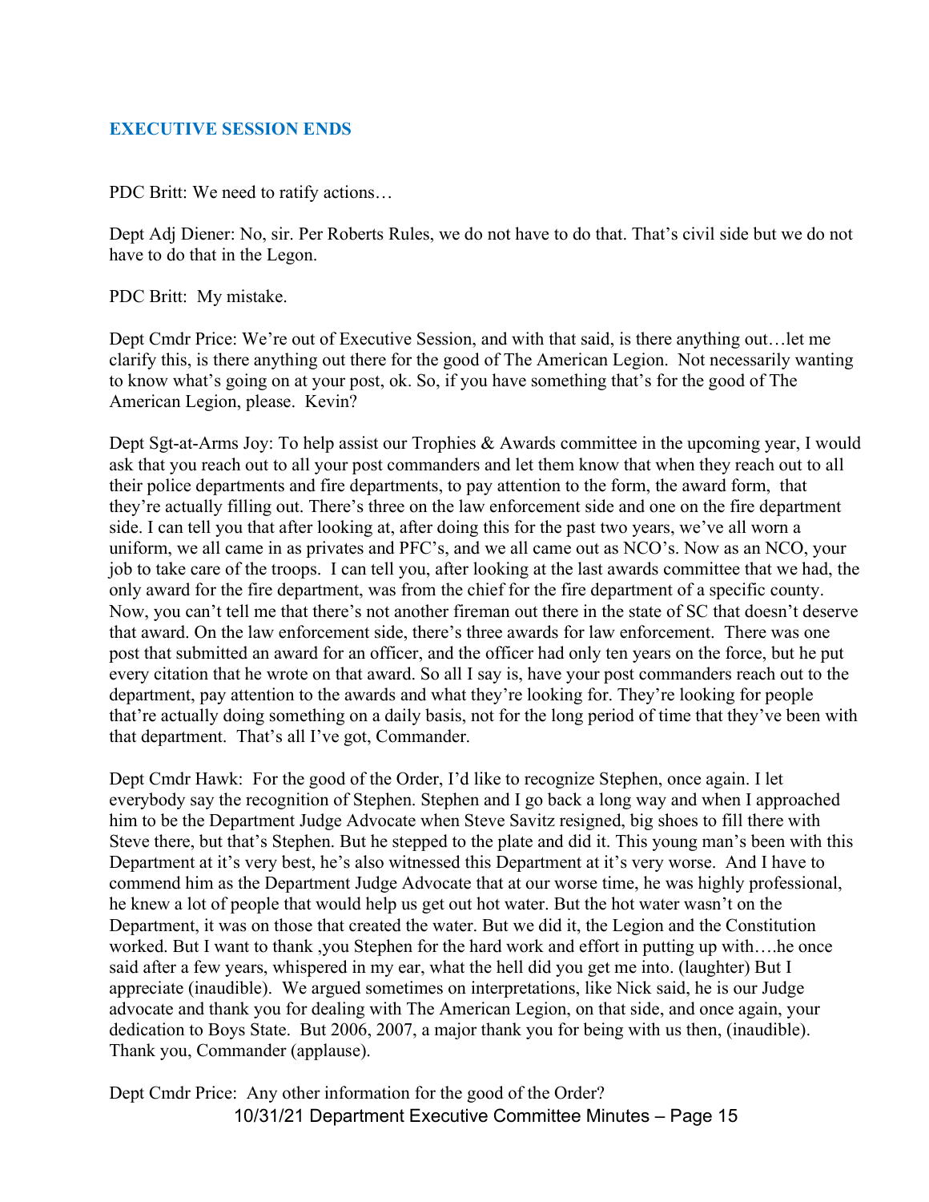## EXECUTIVE SESSION ENDS

PDC Britt: We need to ratify actions…

Dept Adj Diener: No, sir. Per Roberts Rules, we do not have to do that. That's civil side but we do not have to do that in the Legon.

PDC Britt: My mistake.

Dept Cmdr Price: We're out of Executive Session, and with that said, is there anything out…let me clarify this, is there anything out there for the good of The American Legion. Not necessarily wanting to know what's going on at your post, ok. So, if you have something that's for the good of The American Legion, please. Kevin?

Dept Sgt-at-Arms Joy: To help assist our Trophies & Awards committee in the upcoming year, I would ask that you reach out to all your post commanders and let them know that when they reach out to all their police departments and fire departments, to pay attention to the form, the award form, that they're actually filling out. There's three on the law enforcement side and one on the fire department side. I can tell you that after looking at, after doing this for the past two years, we've all worn a uniform, we all came in as privates and PFC's, and we all came out as NCO's. Now as an NCO, your job to take care of the troops. I can tell you, after looking at the last awards committee that we had, the only award for the fire department, was from the chief for the fire department of a specific county. Now, you can't tell me that there's not another fireman out there in the state of SC that doesn't deserve that award. On the law enforcement side, there's three awards for law enforcement. There was one post that submitted an award for an officer, and the officer had only ten years on the force, but he put every citation that he wrote on that award. So all I say is, have your post commanders reach out to the department, pay attention to the awards and what they're looking for. They're looking for people that're actually doing something on a daily basis, not for the long period of time that they've been with that department. That's all I've got, Commander.

Dept Cmdr Hawk: For the good of the Order, I'd like to recognize Stephen, once again. I let everybody say the recognition of Stephen. Stephen and I go back a long way and when I approached him to be the Department Judge Advocate when Steve Savitz resigned, big shoes to fill there with Steve there, but that's Stephen. But he stepped to the plate and did it. This young man's been with this Department at it's very best, he's also witnessed this Department at it's very worse. And I have to commend him as the Department Judge Advocate that at our worse time, he was highly professional, he knew a lot of people that would help us get out hot water. But the hot water wasn't on the Department, it was on those that created the water. But we did it, the Legion and the Constitution worked. But I want to thank ,you Stephen for the hard work and effort in putting up with….he once said after a few years, whispered in my ear, what the hell did you get me into. (laughter) But I appreciate (inaudible). We argued sometimes on interpretations, like Nick said, he is our Judge advocate and thank you for dealing with The American Legion, on that side, and once again, your dedication to Boys State. But 2006, 2007, a major thank you for being with us then, (inaudible). Thank you, Commander (applause).

Dept Cmdr Price: Any other information for the good of the Order?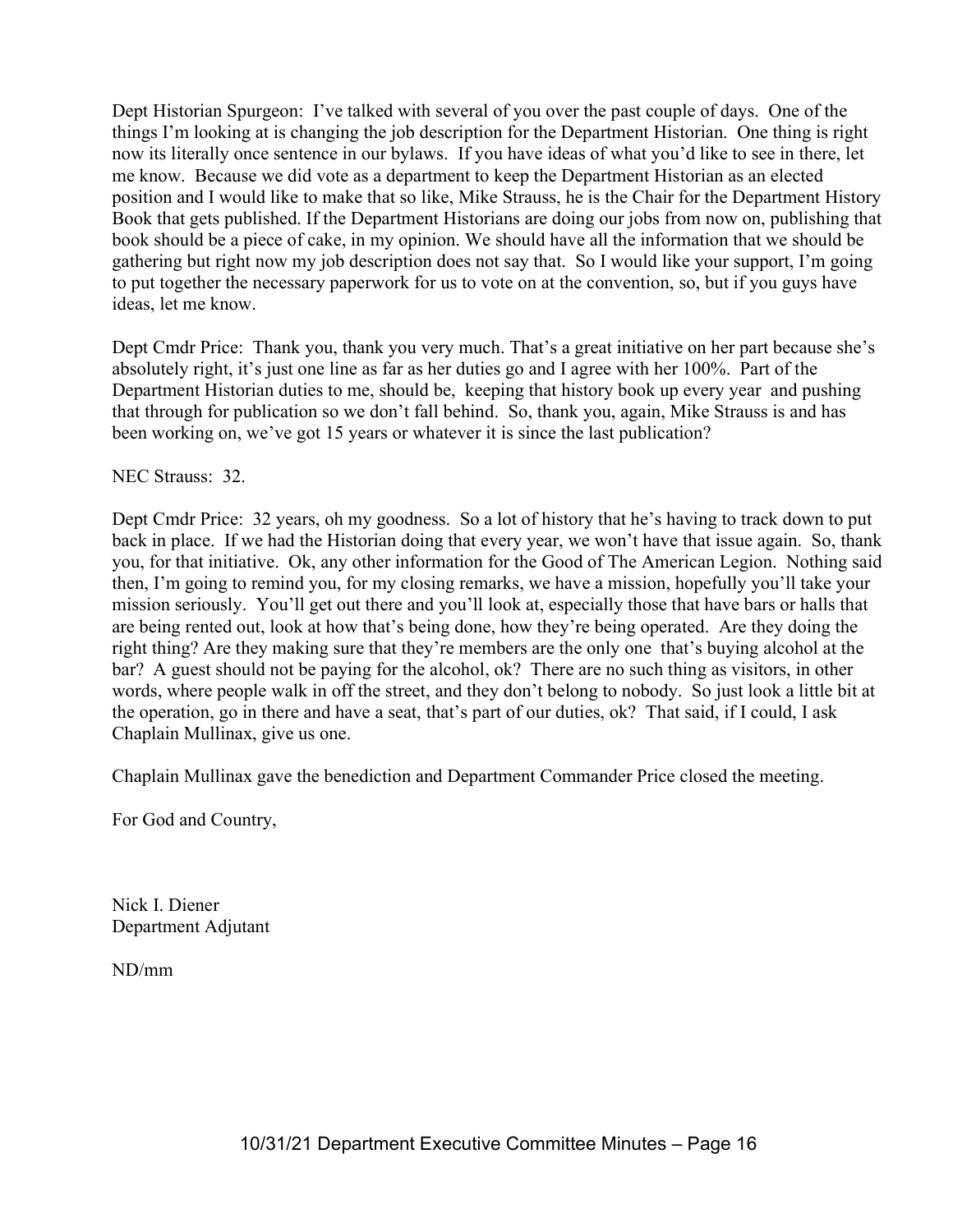Dept Historian Spurgeon: I've talked with several of you over the past couple of days. One of the things I'm looking at is changing the job description for the Department Historian. One thing is right now its literally once sentence in our bylaws. If you have ideas of what you'd like to see in there, let me know. Because we did vote as a department to keep the Department Historian as an elected position and I would like to make that so like, Mike Strauss, he is the Chair for the Department History Book that gets published. If the Department Historians are doing our jobs from now on, publishing that book should be a piece of cake, in my opinion. We should have all the information that we should be gathering but right now my job description does not say that. So I would like your support, I'm going to put together the necessary paperwork for us to vote on at the convention, so, but if you guys have ideas, let me know.

Dept Cmdr Price: Thank you, thank you very much. That's a great initiative on her part because she's absolutely right, it's just one line as far as her duties go and I agree with her 100%. Part of the Department Historian duties to me, should be, keeping that history book up every year and pushing that through for publication so we don't fall behind. So, thank you, again, Mike Strauss is and has been working on, we've got 15 years or whatever it is since the last publication?

NEC Strauss: 32.

Dept Cmdr Price: 32 years, oh my goodness. So a lot of history that he's having to track down to put back in place. If we had the Historian doing that every year, we won't have that issue again. So, thank you, for that initiative. Ok, any other information for the Good of The American Legion. Nothing said then, I'm going to remind you, for my closing remarks, we have a mission, hopefully you'll take your mission seriously. You'll get out there and you'll look at, especially those that have bars or halls that are being rented out, look at how that's being done, how they're being operated. Are they doing the right thing? Are they making sure that they're members are the only one that's buying alcohol at the bar? A guest should not be paying for the alcohol, ok? There are no such thing as visitors, in other words, where people walk in off the street, and they don't belong to nobody. So just look a little bit at the operation, go in there and have a seat, that's part of our duties, ok? That said, if I could, I ask Chaplain Mullinax, give us one.

Chaplain Mullinax gave the benediction and Department Commander Price closed the meeting.

For God and Country,

Nick I. Diener
Department Adjutant

ND/mm